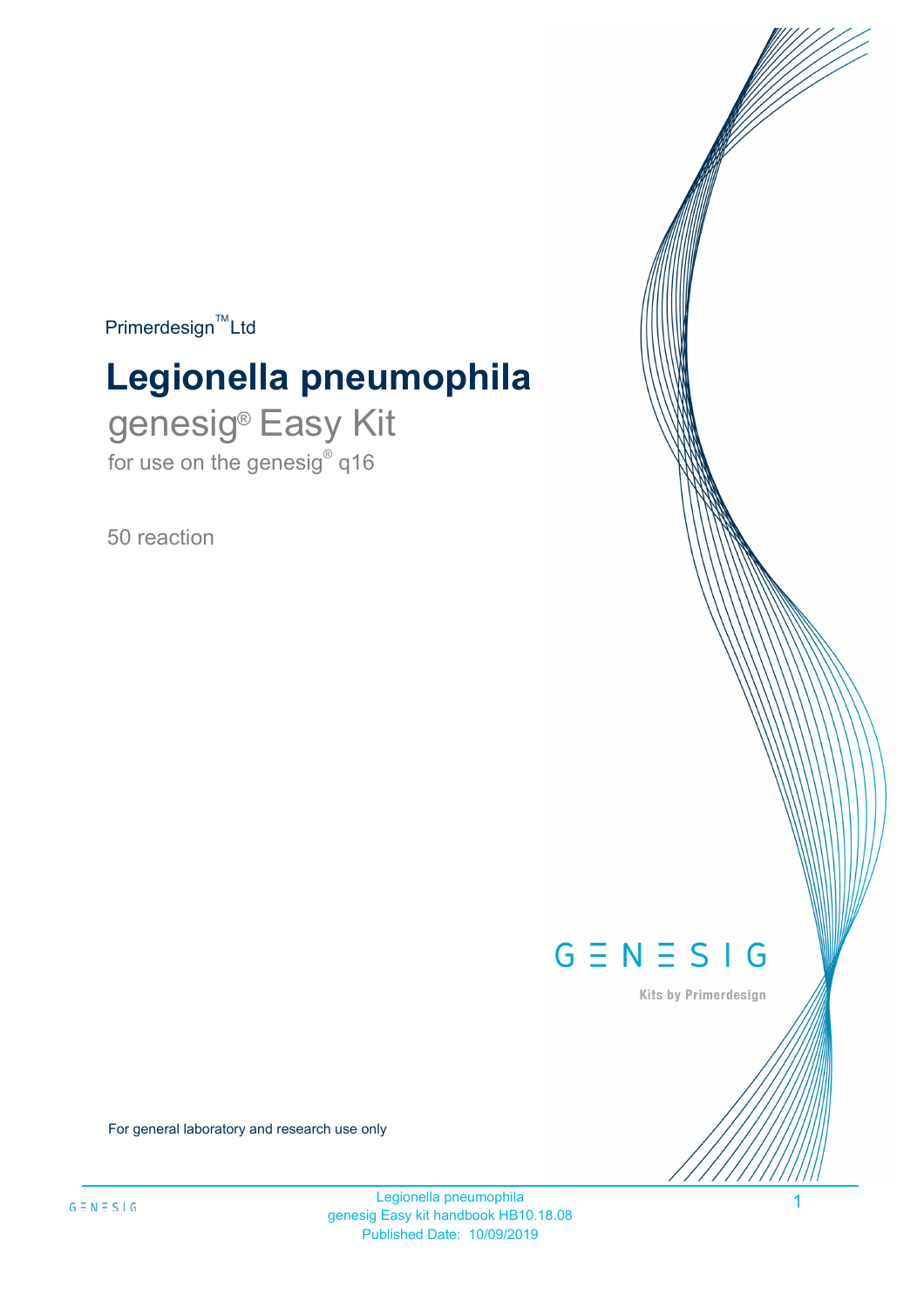Primerdesign™ Ltd

# Legionella pneumophila

## genesig® Easy Kit

for use on the genesig® q16

50 reaction

GENESIG

Kits by Primerdesign

For general laboratory and research use only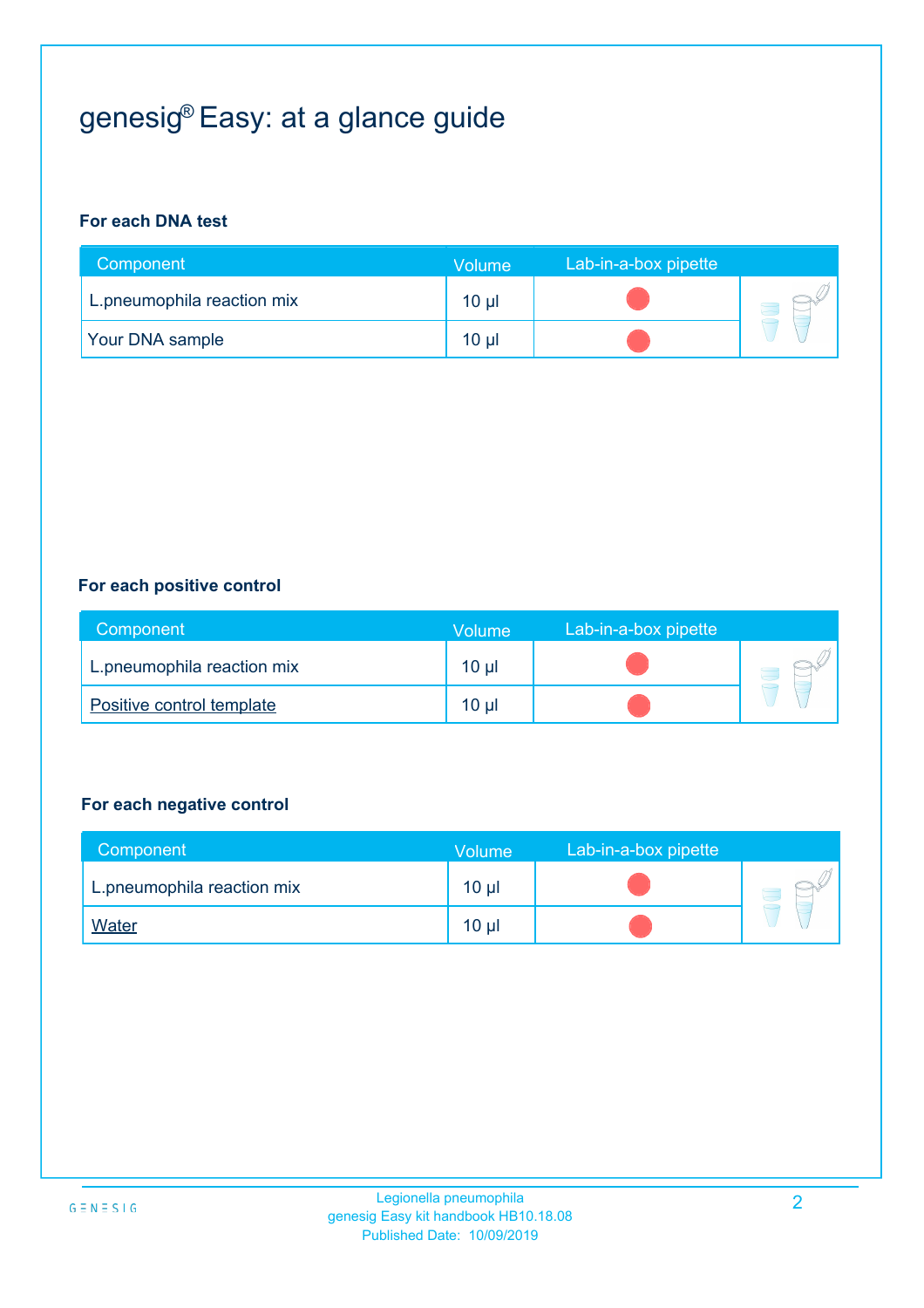# genesig® Easy: at a glance guide

### For each DNA test

| Component | Volume | Lab-in-a-box pipette |
|---|---|---|
| L.pneumophila reaction mix | 10 µl | |
| Your DNA sample | 10 µl | |

### For each positive control

| Component | Volume | Lab-in-a-box pipette |
|---|---|---|
| L.pneumophila reaction mix | 10 µl | |
| Positive control template | 10 µl | |

### For each negative control

| Component | Volume | Lab-in-a-box pipette |
|---|---|---|
| L.pneumophila reaction mix | 10 µl | |
| Water | 10 µl | |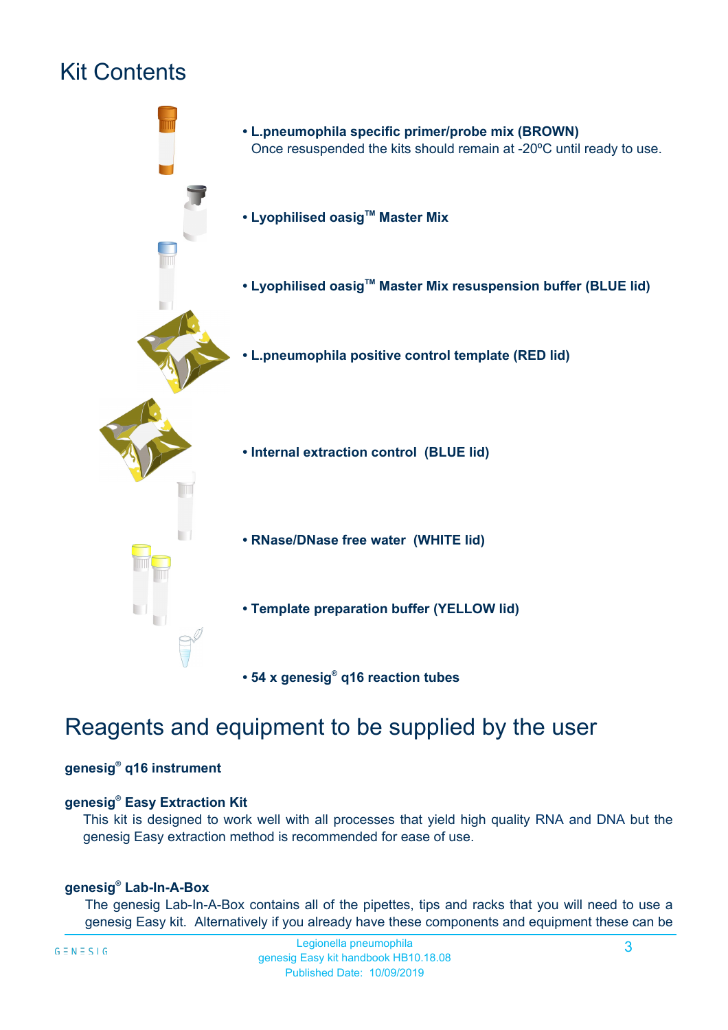# Kit Contents

- **L.pneumophila specific primer/probe mix (BROWN)**
  Once resuspended the kits should remain at -20ºC until ready to use.
- **Lyophilised oasig™ Master Mix**
- **Lyophilised oasig™ Master Mix resuspension buffer (BLUE lid)**
- **L.pneumophila positive control template (RED lid)**
- **Internal extraction control (BLUE lid)**
- **RNase/DNase free water (WHITE lid)**
- **Template preparation buffer (YELLOW lid)**
- **54 x genesig® q16 reaction tubes**

# Reagents and equipment to be supplied by the user

**genesig® q16 instrument**

**genesig® Easy Extraction Kit**
This kit is designed to work well with all processes that yield high quality RNA and DNA but the genesig Easy extraction method is recommended for ease of use.

**genesig® Lab-In-A-Box**
The genesig Lab-In-A-Box contains all of the pipettes, tips and racks that you will need to use a genesig Easy kit. Alternatively if you already have these components and equipment these can be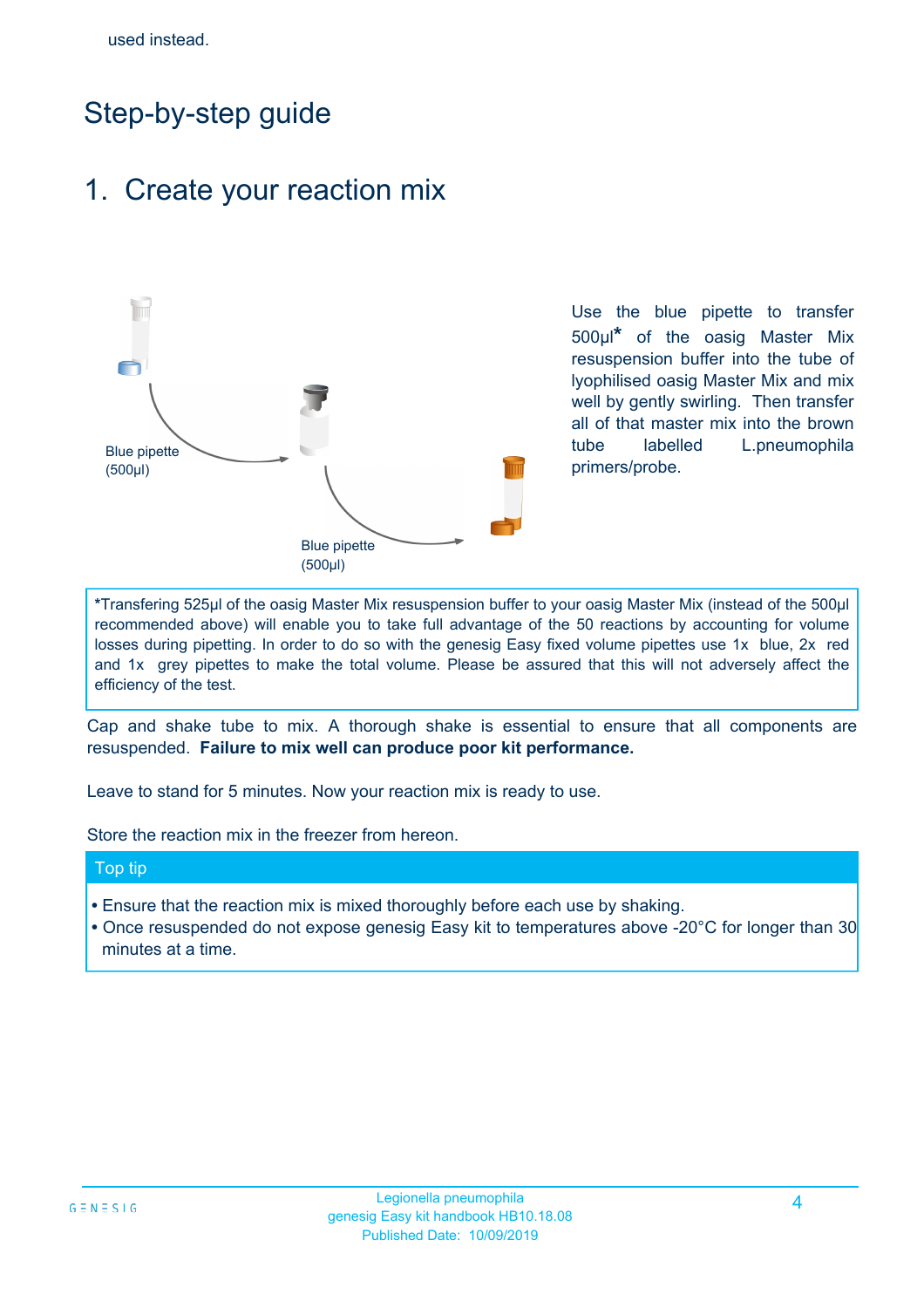used instead.

# Step-by-step guide

## 1. Create your reaction mix

Blue pipette (500µl)

Blue pipette (500µl)

Use the blue pipette to transfer 500µl* of the oasig Master Mix resuspension buffer into the tube of lyophilised oasig Master Mix and mix well by gently swirling. Then transfer all of that master mix into the brown tube labelled L.pneumophila primers/probe.

*Transfering 525µl of the oasig Master Mix resuspension buffer to your oasig Master Mix (instead of the 500µl recommended above) will enable you to take full advantage of the 50 reactions by accounting for volume losses during pipetting. In order to do so with the genesig Easy fixed volume pipettes use 1x blue, 2x red and 1x grey pipettes to make the total volume. Please be assured that this will not adversely affect the efficiency of the test.

Cap and shake tube to mix. A thorough shake is essential to ensure that all components are resuspended. **Failure to mix well can produce poor kit performance.**

Leave to stand for 5 minutes. Now your reaction mix is ready to use.

Store the reaction mix in the freezer from hereon.

**Top tip**

- Ensure that the reaction mix is mixed thoroughly before each use by shaking.
- Once resuspended do not expose genesig Easy kit to temperatures above -20°C for longer than 30 minutes at a time.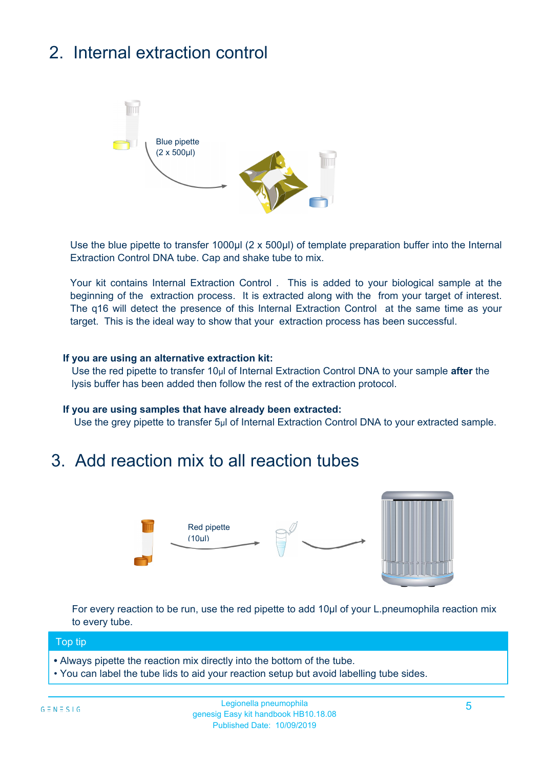## 2. Internal extraction control

Blue pipette
(2 x 500µl)

Use the blue pipette to transfer 1000µl (2 x 500µl) of template preparation buffer into the Internal Extraction Control DNA tube. Cap and shake tube to mix.

Your kit contains Internal Extraction Control . This is added to your biological sample at the beginning of the extraction process. It is extracted along with the from your target of interest. The q16 will detect the presence of this Internal Extraction Control at the same time as your target. This is the ideal way to show that your extraction process has been successful.

**If you are using an alternative extraction kit:**

Use the red pipette to transfer 10µl of Internal Extraction Control DNA to your sample **after** the lysis buffer has been added then follow the rest of the extraction protocol.

**If you are using samples that have already been extracted:**

Use the grey pipette to transfer 5µl of Internal Extraction Control DNA to your extracted sample.

## 3. Add reaction mix to all reaction tubes

Red pipette
(10ul)

For every reaction to be run, use the red pipette to add 10µl of your L.pneumophila reaction mix to every tube.

**Top tip**

- Always pipette the reaction mix directly into the bottom of the tube.
- You can label the tube lids to aid your reaction setup but avoid labelling tube sides.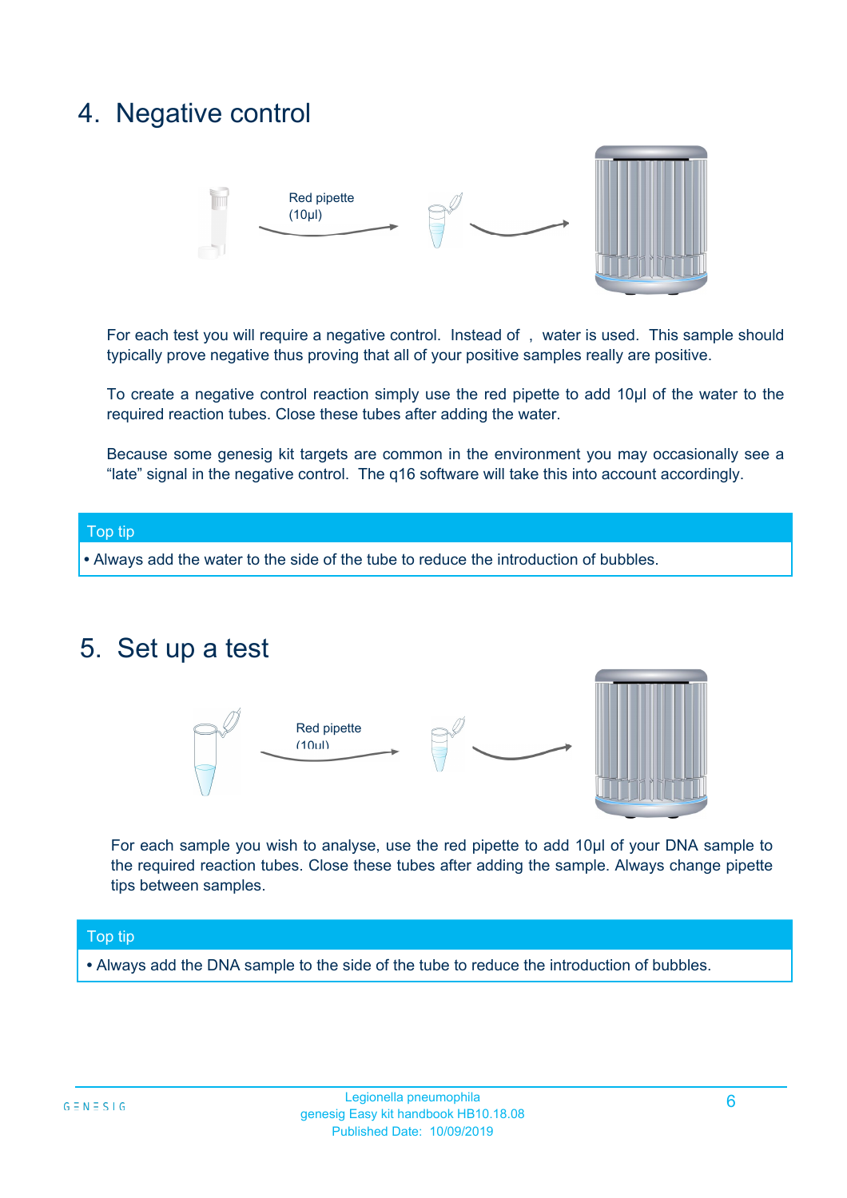## 4. Negative control

Red pipette (10µl)

For each test you will require a negative control. Instead of , water is used. This sample should typically prove negative thus proving that all of your positive samples really are positive.

To create a negative control reaction simply use the red pipette to add 10µl of the water to the required reaction tubes. Close these tubes after adding the water.

Because some genesig kit targets are common in the environment you may occasionally see a "late" signal in the negative control. The q16 software will take this into account accordingly.

**Top tip**

- Always add the water to the side of the tube to reduce the introduction of bubbles.

## 5. Set up a test

Red pipette (10µl)

For each sample you wish to analyse, use the red pipette to add 10µl of your DNA sample to the required reaction tubes. Close these tubes after adding the sample. Always change pipette tips between samples.

**Top tip**

- Always add the DNA sample to the side of the tube to reduce the introduction of bubbles.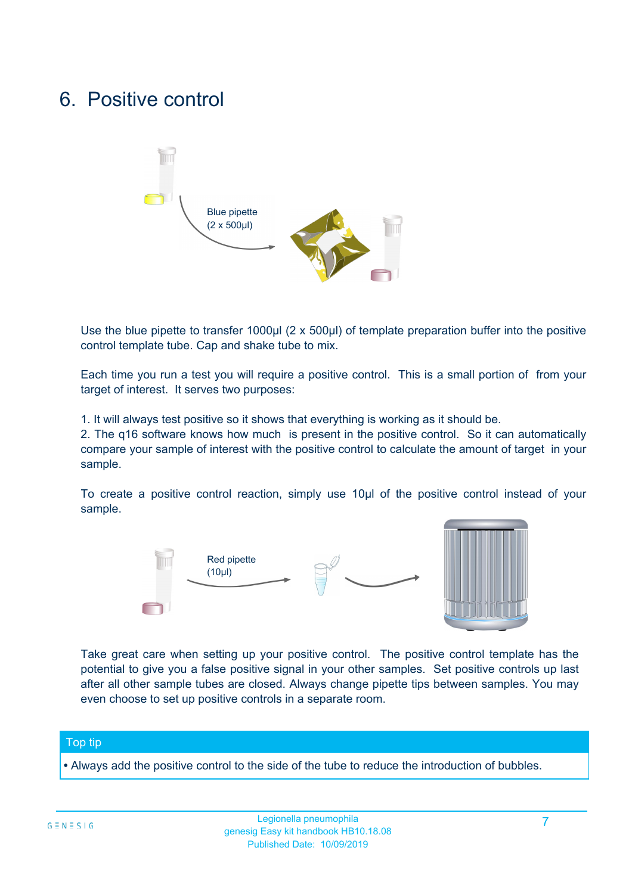# 6. Positive control

Blue pipette (2 x 500µl)

Use the blue pipette to transfer 1000µl (2 x 500µl) of template preparation buffer into the positive control template tube. Cap and shake tube to mix.

Each time you run a test you will require a positive control. This is a small portion of from your target of interest. It serves two purposes:

1. It will always test positive so it shows that everything is working as it should be.
2. The q16 software knows how much is present in the positive control. So it can automatically compare your sample of interest with the positive control to calculate the amount of target in your sample.

To create a positive control reaction, simply use 10µl of the positive control instead of your sample.

Red pipette (10µl)

Take great care when setting up your positive control. The positive control template has the potential to give you a false positive signal in your other samples. Set positive controls up last after all other sample tubes are closed. Always change pipette tips between samples. You may even choose to set up positive controls in a separate room.

**Top tip**

- Always add the positive control to the side of the tube to reduce the introduction of bubbles.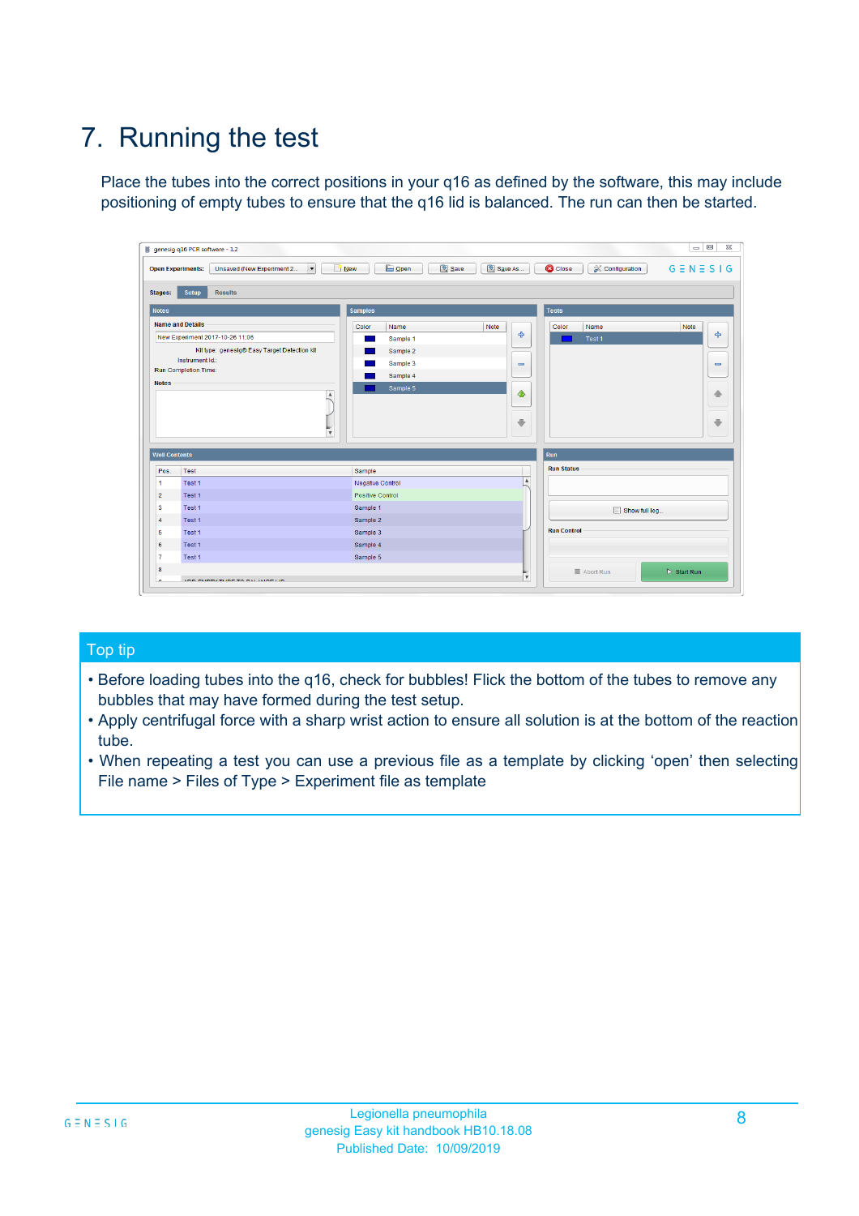# 7. Running the test

Place the tubes into the correct positions in your q16 as defined by the software, this may include positioning of empty tubes to ensure that the q16 lid is balanced. The run can then be started.

## Top tip

- Before loading tubes into the q16, check for bubbles! Flick the bottom of the tubes to remove any bubbles that may have formed during the test setup.
- Apply centrifugal force with a sharp wrist action to ensure all solution is at the bottom of the reaction tube.
- When repeating a test you can use a previous file as a template by clicking ‘open’ then selecting File name > Files of Type > Experiment file as template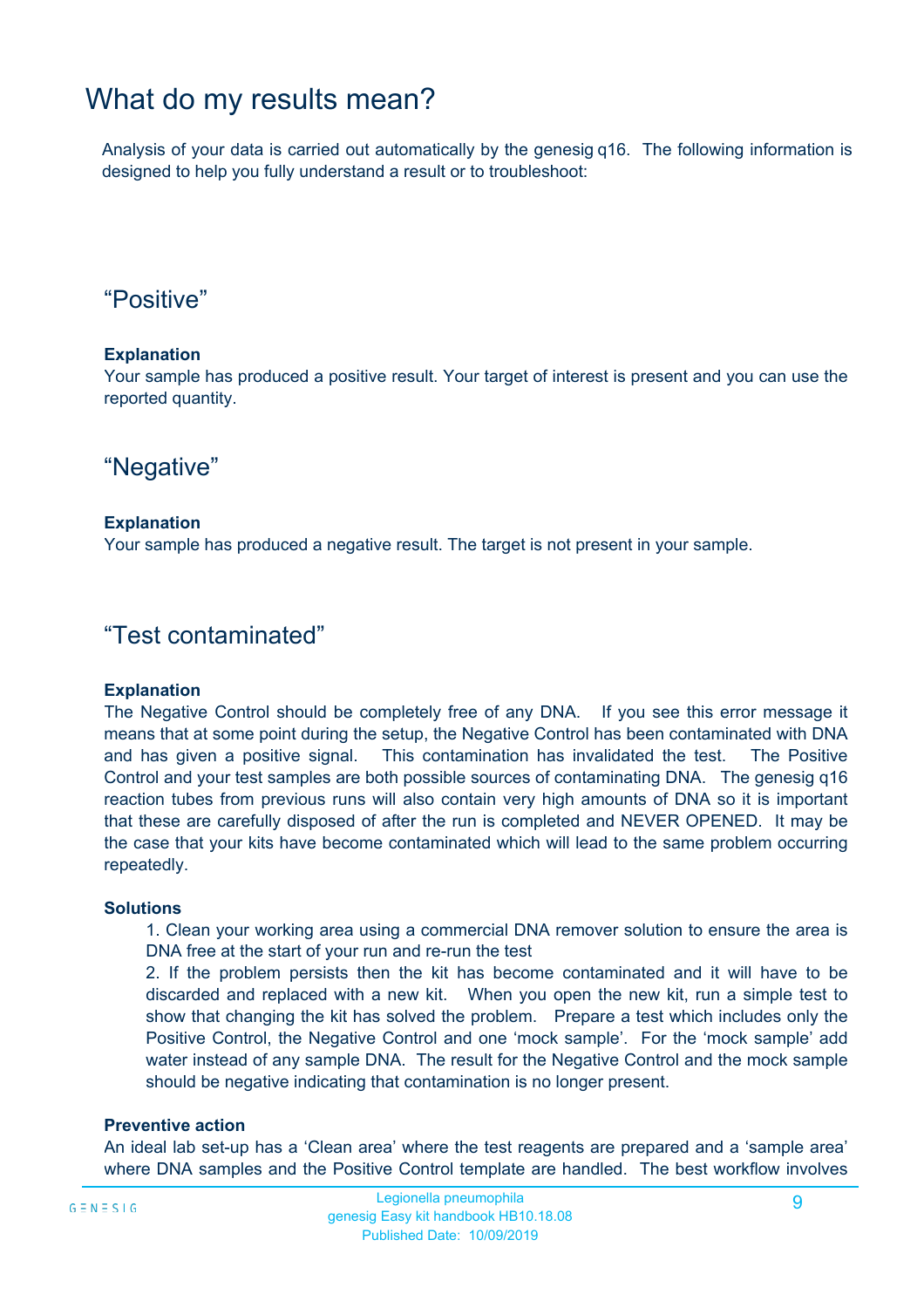# What do my results mean?

Analysis of your data is carried out automatically by the genesig q16. The following information is designed to help you fully understand a result or to troubleshoot:

## “Positive”

**Explanation**

Your sample has produced a positive result. Your target of interest is present and you can use the reported quantity.

## “Negative”

**Explanation**

Your sample has produced a negative result. The target is not present in your sample.

## “Test contaminated”

**Explanation**

The Negative Control should be completely free of any DNA. If you see this error message it means that at some point during the setup, the Negative Control has been contaminated with DNA and has given a positive signal. This contamination has invalidated the test. The Positive Control and your test samples are both possible sources of contaminating DNA. The genesig q16 reaction tubes from previous runs will also contain very high amounts of DNA so it is important that these are carefully disposed of after the run is completed and NEVER OPENED. It may be the case that your kits have become contaminated which will lead to the same problem occurring repeatedly.

**Solutions**

1. Clean your working area using a commercial DNA remover solution to ensure the area is DNA free at the start of your run and re-run the test
2. If the problem persists then the kit has become contaminated and it will have to be discarded and replaced with a new kit. When you open the new kit, run a simple test to show that changing the kit has solved the problem. Prepare a test which includes only the Positive Control, the Negative Control and one ‘mock sample’. For the ‘mock sample’ add water instead of any sample DNA. The result for the Negative Control and the mock sample should be negative indicating that contamination is no longer present.

**Preventive action**

An ideal lab set-up has a ‘Clean area’ where the test reagents are prepared and a ‘sample area’ where DNA samples and the Positive Control template are handled. The best workflow involves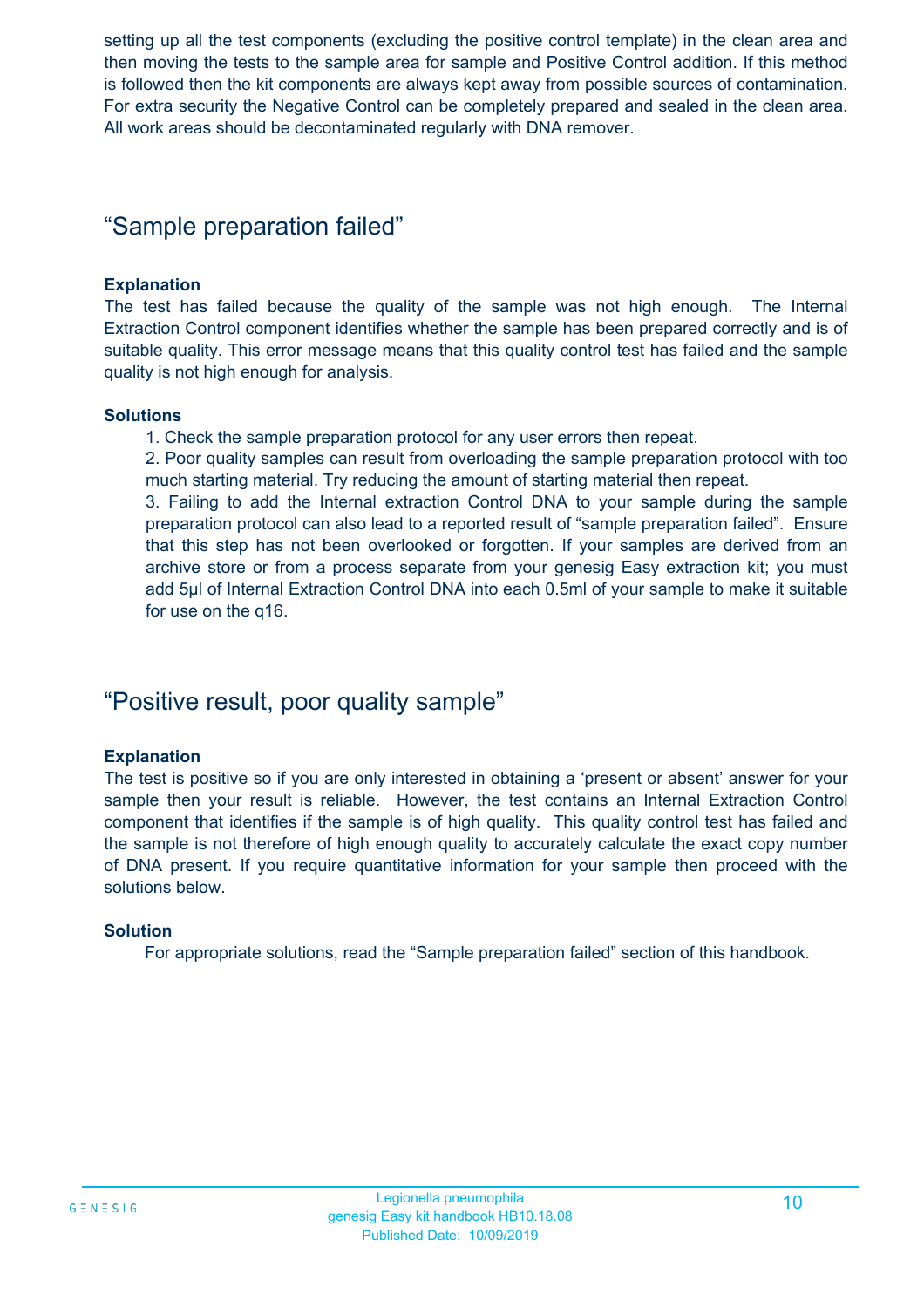setting up all the test components (excluding the positive control template) in the clean area and then moving the tests to the sample area for sample and Positive Control addition. If this method is followed then the kit components are always kept away from possible sources of contamination. For extra security the Negative Control can be completely prepared and sealed in the clean area. All work areas should be decontaminated regularly with DNA remover.

## “Sample preparation failed”

**Explanation**

The test has failed because the quality of the sample was not high enough. The Internal Extraction Control component identifies whether the sample has been prepared correctly and is of suitable quality. This error message means that this quality control test has failed and the sample quality is not high enough for analysis.

**Solutions**

1. Check the sample preparation protocol for any user errors then repeat.
2. Poor quality samples can result from overloading the sample preparation protocol with too much starting material. Try reducing the amount of starting material then repeat.
3. Failing to add the Internal extraction Control DNA to your sample during the sample preparation protocol can also lead to a reported result of “sample preparation failed”. Ensure that this step has not been overlooked or forgotten. If your samples are derived from an archive store or from a process separate from your genesig Easy extraction kit; you must add 5µl of Internal Extraction Control DNA into each 0.5ml of your sample to make it suitable for use on the q16.

## “Positive result, poor quality sample”

**Explanation**

The test is positive so if you are only interested in obtaining a ‘present or absent’ answer for your sample then your result is reliable. However, the test contains an Internal Extraction Control component that identifies if the sample is of high quality. This quality control test has failed and the sample is not therefore of high enough quality to accurately calculate the exact copy number of DNA present. If you require quantitative information for your sample then proceed with the solutions below.

**Solution**

For appropriate solutions, read the “Sample preparation failed” section of this handbook.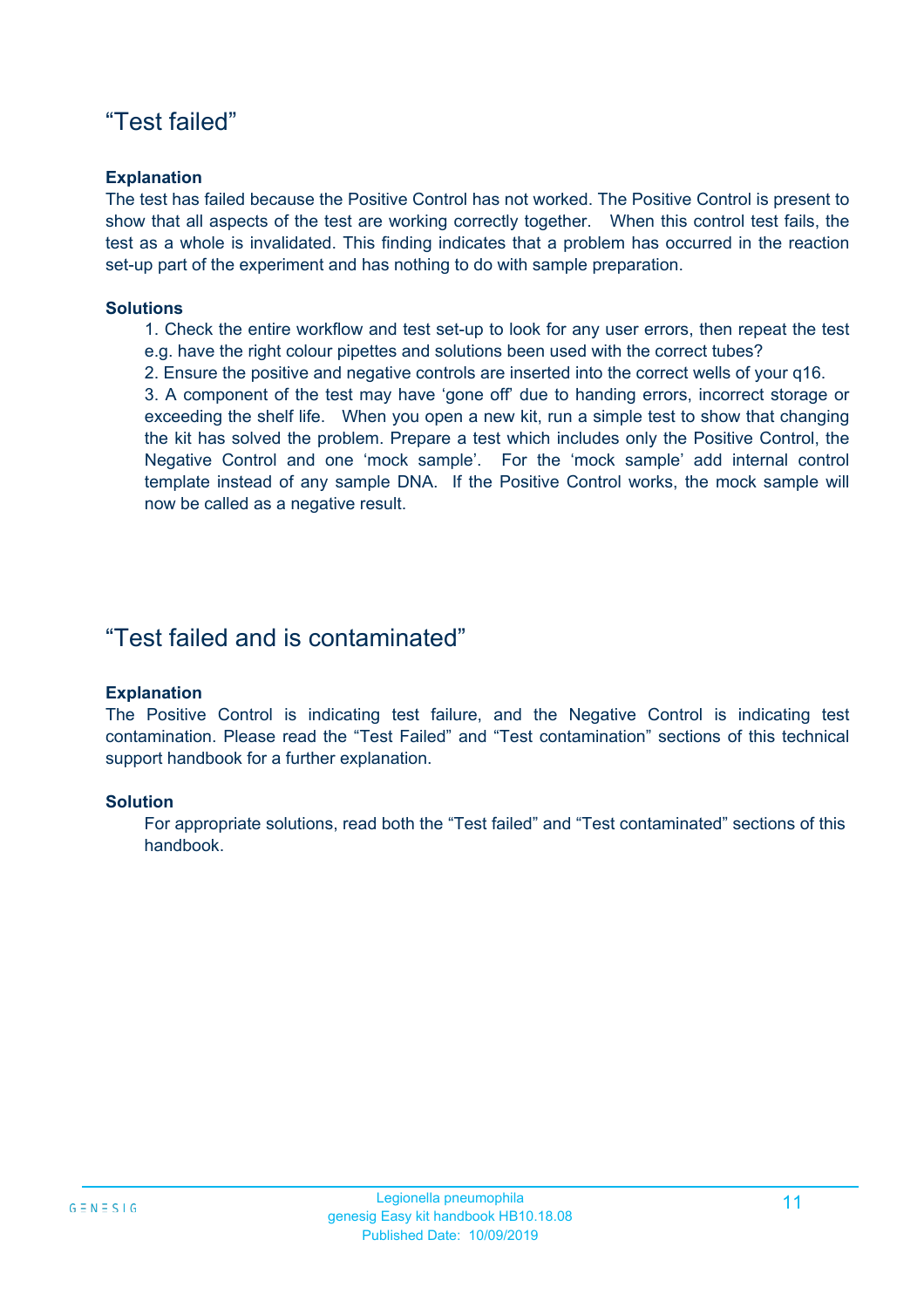## “Test failed”

**Explanation**

The test has failed because the Positive Control has not worked. The Positive Control is present to show that all aspects of the test are working correctly together. When this control test fails, the test as a whole is invalidated. This finding indicates that a problem has occurred in the reaction set-up part of the experiment and has nothing to do with sample preparation.

**Solutions**

1. Check the entire workflow and test set-up to look for any user errors, then repeat the test e.g. have the right colour pipettes and solutions been used with the correct tubes?
2. Ensure the positive and negative controls are inserted into the correct wells of your q16.
3. A component of the test may have ‘gone off’ due to handing errors, incorrect storage or exceeding the shelf life. When you open a new kit, run a simple test to show that changing the kit has solved the problem. Prepare a test which includes only the Positive Control, the Negative Control and one ‘mock sample’. For the ‘mock sample’ add internal control template instead of any sample DNA. If the Positive Control works, the mock sample will now be called as a negative result.

## “Test failed and is contaminated”

**Explanation**

The Positive Control is indicating test failure, and the Negative Control is indicating test contamination. Please read the “Test Failed” and “Test contamination” sections of this technical support handbook for a further explanation.

**Solution**

For appropriate solutions, read both the “Test failed” and “Test contaminated” sections of this handbook.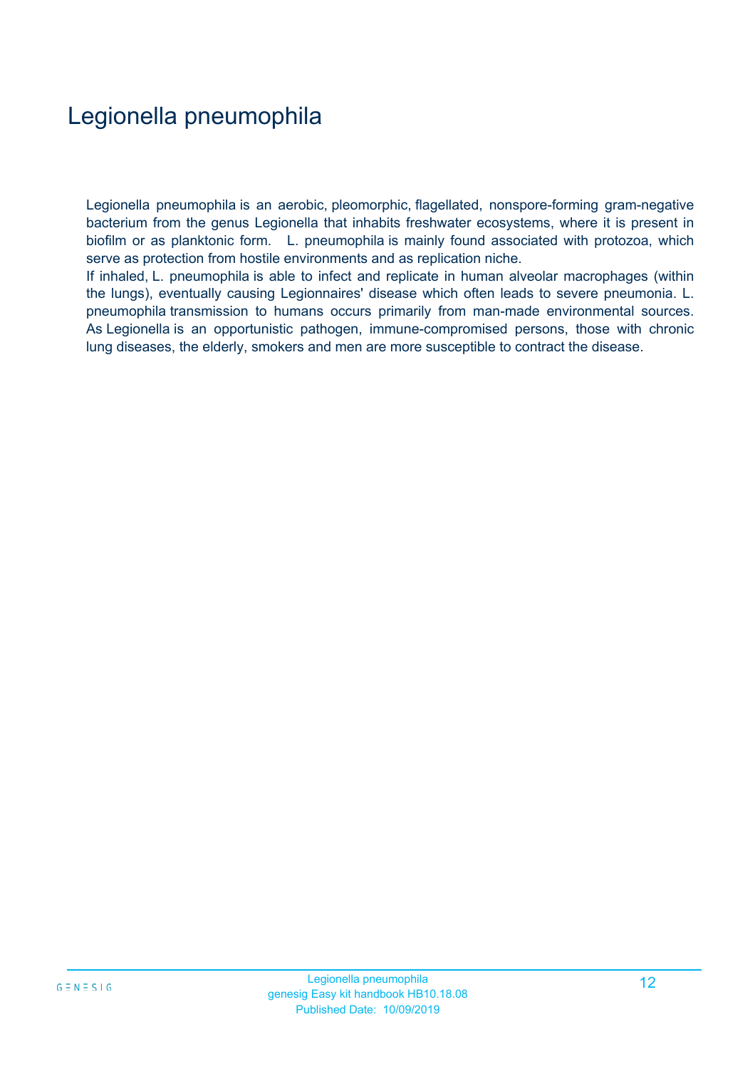# Legionella pneumophila

Legionella pneumophila is an aerobic, pleomorphic, flagellated, nonspore-forming gram-negative bacterium from the genus Legionella that inhabits freshwater ecosystems, where it is present in biofilm or as planktonic form. L. pneumophila is mainly found associated with protozoa, which serve as protection from hostile environments and as replication niche.

If inhaled, L. pneumophila is able to infect and replicate in human alveolar macrophages (within the lungs), eventually causing Legionnaires' disease which often leads to severe pneumonia. L. pneumophila transmission to humans occurs primarily from man-made environmental sources. As Legionella is an opportunistic pathogen, immune-compromised persons, those with chronic lung diseases, the elderly, smokers and men are more susceptible to contract the disease.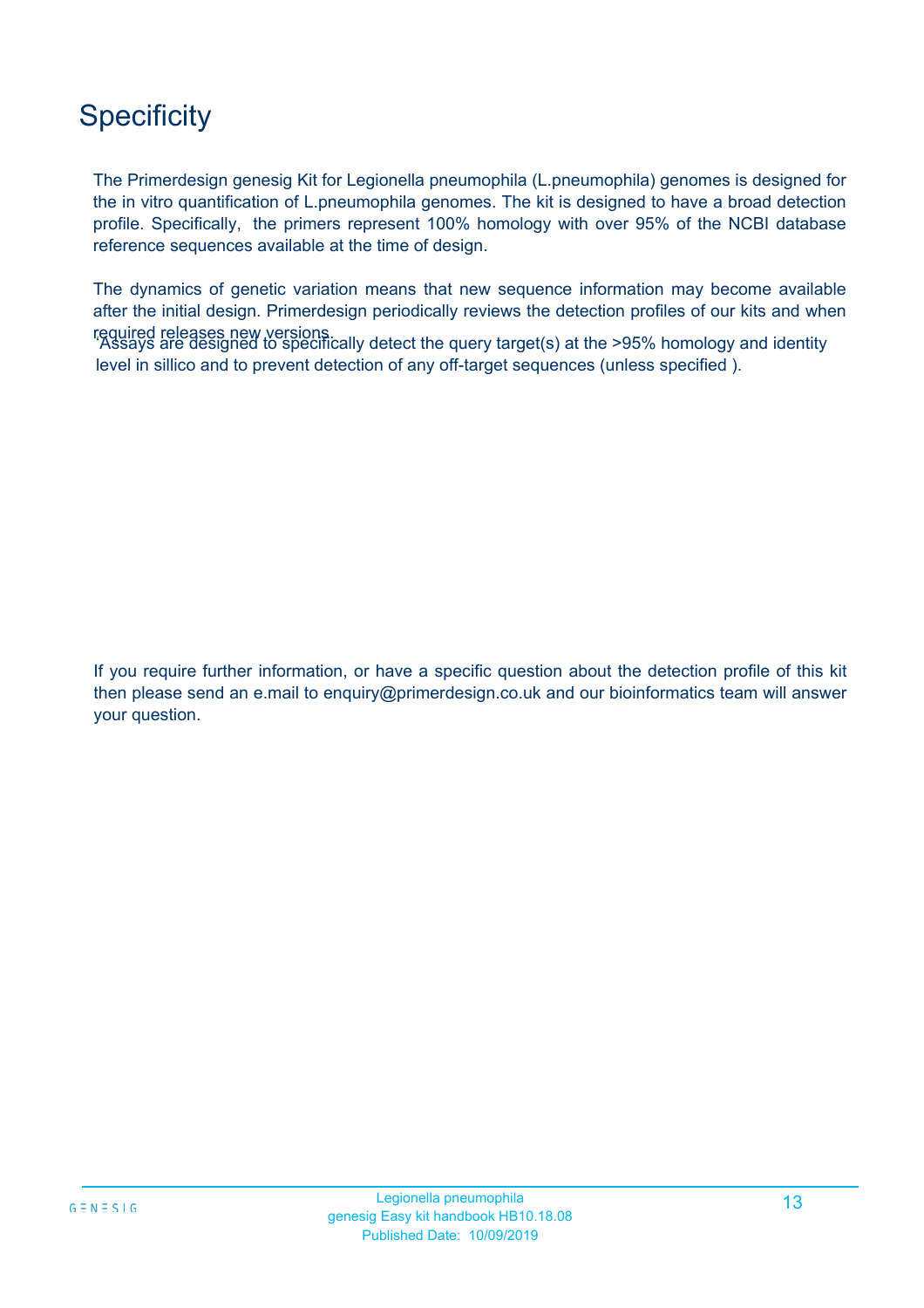# Specificity

The Primerdesign genesig Kit for Legionella pneumophila (L.pneumophila) genomes is designed for the in vitro quantification of L.pneumophila genomes. The kit is designed to have a broad detection profile. Specifically, the primers represent 100% homology with over 95% of the NCBI database reference sequences available at the time of design.

The dynamics of genetic variation means that new sequence information may become available after the initial design. Primerdesign periodically reviews the detection profiles of our kits and when required releases new versions.

Assays are designed to specifically detect the query target(s) at the >95% homology and identity level in sillico and to prevent detection of any off-target sequences (unless specified ).

If you require further information, or have a specific question about the detection profile of this kit then please send an e.mail to enquiry@primerdesign.co.uk and our bioinformatics team will answer your question.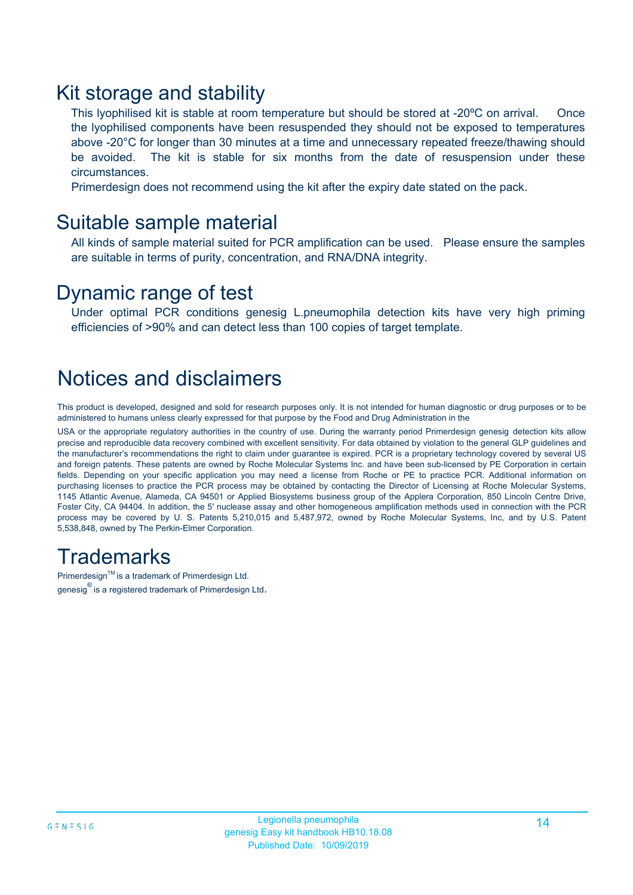## Kit storage and stability

This lyophilised kit is stable at room temperature but should be stored at -20ºC on arrival. Once the lyophilised components have been resuspended they should not be exposed to temperatures above -20°C for longer than 30 minutes at a time and unnecessary repeated freeze/thawing should be avoided. The kit is stable for six months from the date of resuspension under these circumstances.

Primerdesign does not recommend using the kit after the expiry date stated on the pack.

## Suitable sample material

All kinds of sample material suited for PCR amplification can be used. Please ensure the samples are suitable in terms of purity, concentration, and RNA/DNA integrity.

## Dynamic range of test

Under optimal PCR conditions genesig L.pneumophila detection kits have very high priming efficiencies of >90% and can detect less than 100 copies of target template.

# Notices and disclaimers

This product is developed, designed and sold for research purposes only. It is not intended for human diagnostic or drug purposes or to be administered to humans unless clearly expressed for that purpose by the Food and Drug Administration in the

USA or the appropriate regulatory authorities in the country of use. During the warranty period Primerdesign genesig detection kits allow precise and reproducible data recovery combined with excellent sensitivity. For data obtained by violation to the general GLP guidelines and the manufacturer's recommendations the right to claim under guarantee is expired. PCR is a proprietary technology covered by several US and foreign patents. These patents are owned by Roche Molecular Systems Inc. and have been sub-licensed by PE Corporation in certain fields. Depending on your specific application you may need a license from Roche or PE to practice PCR. Additional information on purchasing licenses to practice the PCR process may be obtained by contacting the Director of Licensing at Roche Molecular Systems, 1145 Atlantic Avenue, Alameda, CA 94501 or Applied Biosystems business group of the Applera Corporation, 850 Lincoln Centre Drive, Foster City, CA 94404. In addition, the 5' nuclease assay and other homogeneous amplification methods used in connection with the PCR process may be covered by U. S. Patents 5,210,015 and 5,487,972, owned by Roche Molecular Systems, Inc, and by U.S. Patent 5,538,848, owned by The Perkin-Elmer Corporation.

# Trademarks

Primerdesign™ is a trademark of Primerdesign Ltd.

genesig® is a registered trademark of Primerdesign Ltd.